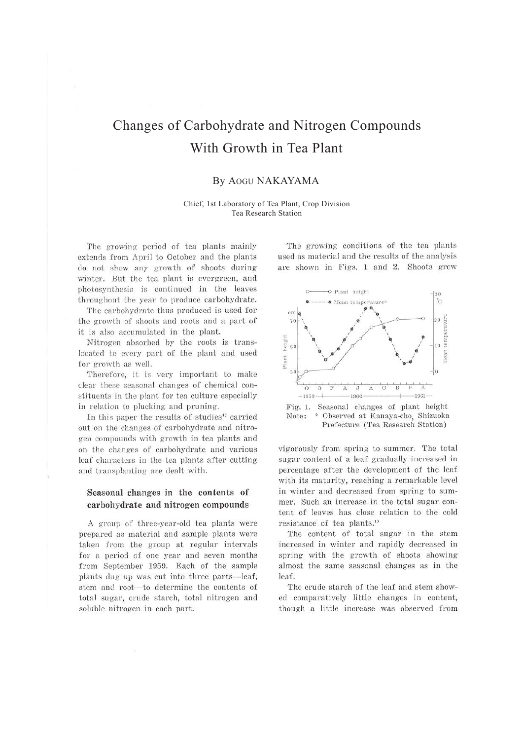# Changes of Carbohydrate and Nitrogen Compounds With Growth in Tea Plant

By AOGU NAKAYAMA

Chief, 1st Laboratory of Tea Plant, Crop Division
Tea Research Station

The growing period of tea plants mainly extends from April to October and the plants do not show any growth of shoots during winter. But the tea plant is evergreen, and photosynthesis is continued in the leaves throughout the year to produce carbohydrate.

The carbohydrate thus produced is used for the growth of shoots and roots and a part of it is also accumulated in the plant.

Nitrogen absorbed by the roots is translocated to every part of the plant and used for growth as well.

Therefore, it is very important to make clear these seasonal changes of chemical constituents in the plant for tea culture especially in relation to plucking and pruning.

In this paper the results of studies[4] carried out on the changes of carbohydrate and nitrogen compounds with growth in tea plants and on the changes of carbohydrate and various leaf characters in the tea plants after cutting and transplanting are dealt with.

## Seasonal changes in the contents of carbohydrate and nitrogen compounds

A group of three-year-old tea plants were prepared as material and sample plants were taken from the group at regular intervals for a period of one year and seven months from September 1959. Each of the sample plants dug up was cut into three parts—leaf, stem and root—to determine the contents of total sugar, crude starch, total nitrogen and soluble nitrogen in each part.

The growing conditions of the tea plants used as material and the results of the analysis are shown in Figs. 1 and 2. Shoots grew vigorously from spring to summer. The total sugar content of a leaf gradually increased in percentage after the development of the leaf with its maturity, reaching a remarkable level in winter and decreased from spring to summer. Such an increase in the total sugar content of leaves has close relation to the cold resistance of tea plants.[1]

Fig. 1. Seasonal changes of plant height
Note: * Observed at Kanaya-cho, Shizuoka Prefecture (Tea Research Station)

The content of total sugar in the stem increased in winter and rapidly decreased in spring with the growth of shoots showing almost the same seasonal changes as in the leaf.

The crude starch of the leaf and stem showed comparatively little changes in content, though a little increase was observed from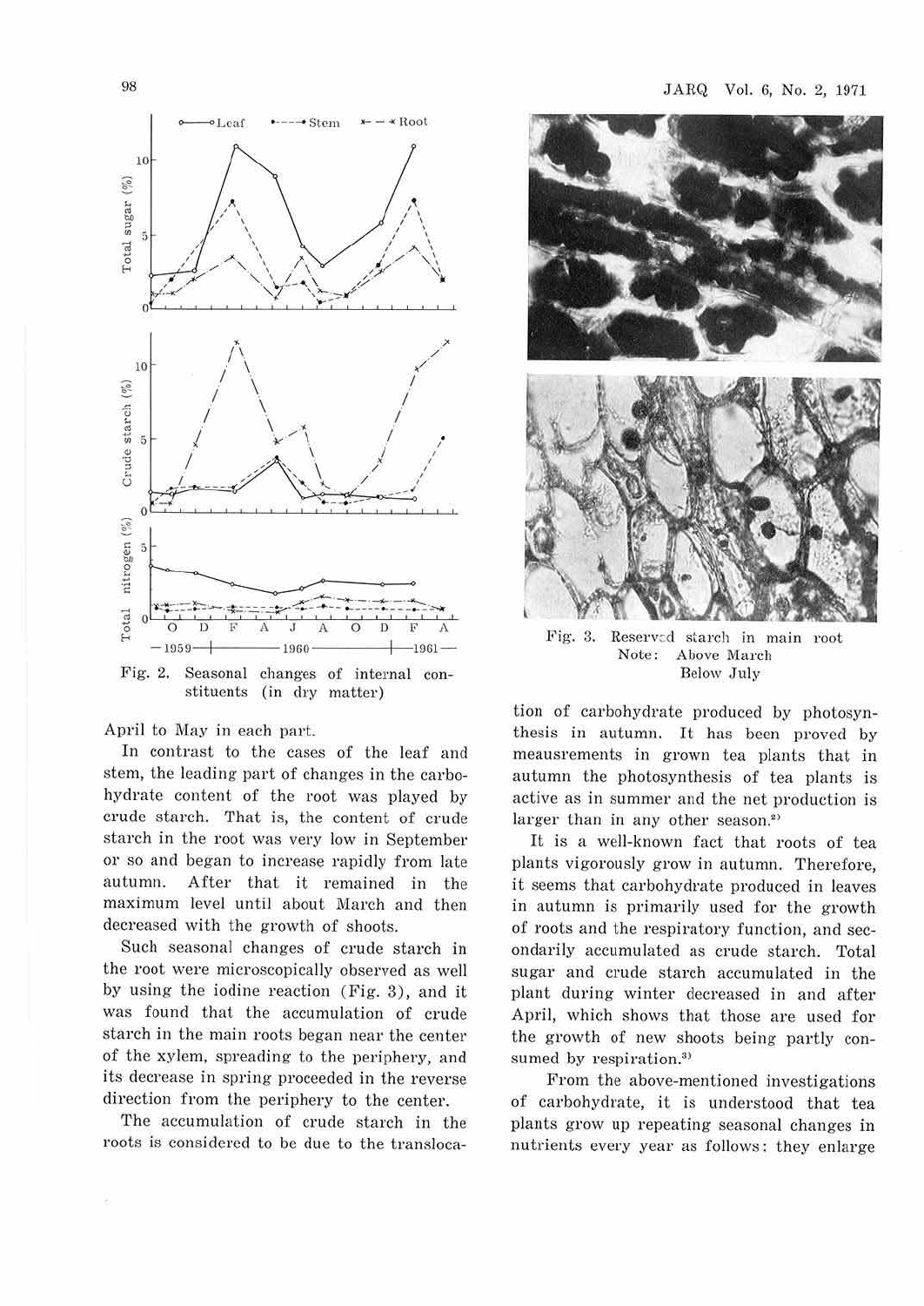Fig. 2. Seasonal changes of internal constituents (in dry matter)

April to May in each part.

In contrast to the cases of the leaf and stem, the leading part of changes in the carbohydrate content of the root was played by crude starch. That is, the content of crude starch in the root was very low in September or so and began to increase rapidly from late autumn. After that it remained in the maximum level until about March and then decreased with the growth of shoots.

Such seasonal changes of crude starch in the root were microscopically observed as well by using the iodine reaction (Fig. 3), and it was found that the accumulation of crude starch in the main roots began near the center of the xylem, spreading to the periphery, and its decrease in spring proceeded in the reverse direction from the periphery to the center.

The accumulation of crude starch in the roots is considered to be due to the translocation of carbohydrate produced by photosynthesis in autumn. It has been proved by meausrements in grown tea plants that in autumn the photosynthesis of tea plants is active as in summer and the net production is larger than in any other season.[2]

Fig. 3. Reserved starch in main root
Note: Above March
Below July

It is a well-known fact that roots of tea plants vigorously grow in autumn. Therefore, it seems that carbohydrate produced in leaves in autumn is primarily used for the growth of roots and the respiratory function, and secondarily accumulated as crude starch. Total sugar and crude starch accumulated in the plant during winter decreased in and after April, which shows that those are used for the growth of new shoots being partly consumed by respiration.[3]

From the above-mentioned investigations of carbohydrate, it is understood that tea plants grow up repeating seasonal changes in nutrients every year as follows: they enlarge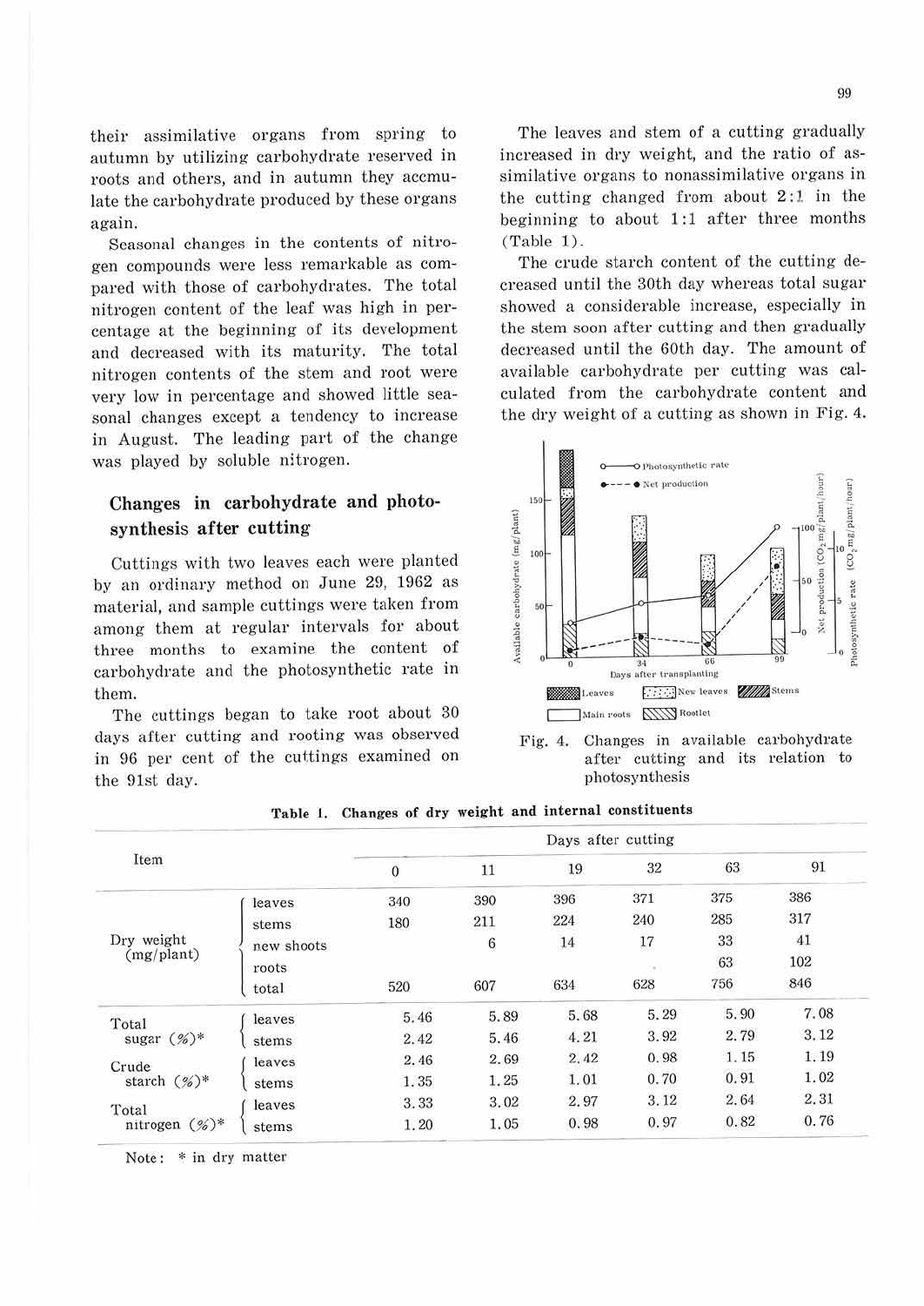their assimilative organs from spring to autumn by utilizing carbohydrate reserved in roots and others, and in autumn they accmulate the carbohydrate produced by these organs again.

Seasonal changes in the contents of nitrogen compounds were less remarkable as compared with those of carbohydrates. The total nitrogen content of the leaf was high in percentage at the beginning of its development and decreased with its maturity. The total nitrogen contents of the stem and root were very low in percentage and showed little seasonal changes except a tendency to increase in August. The leading part of the change was played by soluble nitrogen.

## Changes in carbohydrate and photosynthesis after cutting

Cuttings with two leaves each were planted by an ordinary method on June 29, 1962 as material, and sample cuttings were taken from among them at regular intervals for about three months to examine the content of carbohydrate and the photosynthetic rate in them.

The cuttings began to take root about 30 days after cutting and rooting was observed in 96 per cent of the cuttings examined on the 91st day.

The leaves and stem of a cutting gradually increased in dry weight, and the ratio of assimilative organs to nonassimilative organs in the cutting changed from about 2:1 in the beginning to about 1:1 after three months (Table 1).

The crude starch content of the cutting decreased until the 30th day whereas total sugar showed a considerable increase, especially in the stem soon after cutting and then gradually decreased until the 60th day. The amount of available carbohydrate per cutting was calculated from the carbohydrate content and the dry weight of a cutting as shown in Fig. 4.

Fig. 4. Changes in available carbohydrate after cutting and its relation to photosynthesis

**Table 1. Changes of dry weight and internal constituents**

| Item | | Days after cutting | | | | | |
|---|---|---|---|---|---|---|---|
| | | 0 | 11 | 19 | 32 | 63 | 91 |
| Dry weight (mg/plant) | leaves | 340 | 390 | 396 | 371 | 375 | 386 |
| | stems | 180 | 211 | 224 | 240 | 285 | 317 |
| | new shoots | | 6 | 14 | 17 | 33 | 41 |
| | roots | | | | | 63 | 102 |
| | total | 520 | 607 | 634 | 628 | 756 | 846 |
| Total sugar (%)* | leaves | 5.46 | 5.89 | 5.68 | 5.29 | 5.90 | 7.08 |
| | stems | 2.42 | 5.46 | 4.21 | 3.92 | 2.79 | 3.12 |
| Crude starch (%)* | leaves | 2.46 | 2.69 | 2.42 | 0.98 | 1.15 | 1.19 |
| | stems | 1.35 | 1.25 | 1.01 | 0.70 | 0.91 | 1.02 |
| Total nitrogen (%)* | leaves | 3.33 | 3.02 | 2.97 | 3.12 | 2.64 | 2.31 |
| | stems | 1.20 | 1.05 | 0.98 | 0.97 | 0.82 | 0.76 |

Note: * in dry matter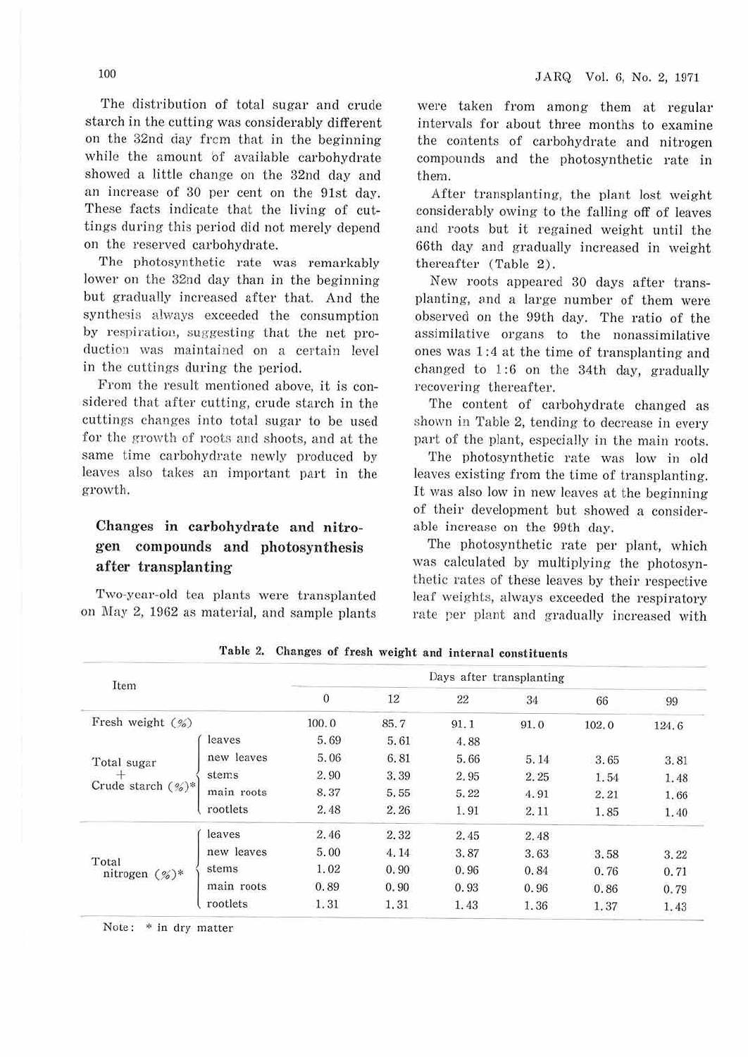The distribution of total sugar and crude starch in the cutting was considerably different on the 32nd day from that in the beginning while the amount of available carbohydrate showed a little change on the 32nd day and an increase of 30 per cent on the 91st day. These facts indicate that the living of cuttings during this period did not merely depend on the reserved carbohydrate.

The photosynthetic rate was remarkably lower on the 32nd day than in the beginning but gradually increased after that. And the synthesis always exceeded the consumption by respiration, suggesting that the net production was maintained on a certain level in the cuttings during the period.

From the result mentioned above, it is considered that after cutting, crude starch in the cuttings changes into total sugar to be used for the growth of roots and shoots, and at the same time carbohydrate newly produced by leaves also takes an important part in the growth.

## Changes in carbohydrate and nitrogen compounds and photosynthesis after transplanting

Two-year-old tea plants were transplanted on May 2, 1962 as material, and sample plants were taken from among them at regular intervals for about three months to examine the contents of carbohydrate and nitrogen compounds and the photosynthetic rate in them.

After transplanting, the plant lost weight considerably owing to the falling off of leaves and roots but it regained weight until the 66th day and gradually increased in weight thereafter (Table 2).

New roots appeared 30 days after transplanting, and a large number of them were observed on the 99th day. The ratio of the assimilative organs to the nonassimilative ones was 1:4 at the time of transplanting and changed to 1:6 on the 34th day, gradually recovering thereafter.

The content of carbohydrate changed as shown in Table 2, tending to decrease in every part of the plant, especially in the main roots.

The photosynthetic rate was low in old leaves existing from the time of transplanting. It was also low in new leaves at the beginning of their development but showed a considerable increase on the 99th day.

The photosynthetic rate per plant, which was calculated by multiplying the photosynthetic rates of these leaves by their respective leaf weights, always exceeded the respiratory rate per plant and gradually increased with

**Table 2. Changes of fresh weight and internal constituents**

| Item | | Days after transplanting | | | | | |
|---|---|---|---|---|---|---|---|
| | | 0 | 12 | 22 | 34 | 66 | 99 |
| Fresh weight (%) | | 100.0 | 85.7 | 91.1 | 91.0 | 102.0 | 124.6 |
| Total sugar + Crude starch (%)* | leaves | 5.69 | 5.61 | 4.88 | | | |
| | new leaves | 5.06 | 6.81 | 5.66 | 5.14 | 3.65 | 3.81 |
| | stems | 2.90 | 3.39 | 2.95 | 2.25 | 1.54 | 1.48 |
| | main roots | 8.37 | 5.55 | 5.22 | 4.91 | 2.21 | 1.66 |
| | rootlets | 2.48 | 2.26 | 1.91 | 2.11 | 1.85 | 1.40 |
| Total nitrogen (%)* | leaves | 2.46 | 2.32 | 2.45 | 2.48 | | |
| | new leaves | 5.00 | 4.14 | 3.87 | 3.63 | 3.58 | 3.22 |
| | stems | 1.02 | 0.90 | 0.96 | 0.84 | 0.76 | 0.71 |
| | main roots | 0.89 | 0.90 | 0.93 | 0.96 | 0.86 | 0.79 |
| | rootlets | 1.31 | 1.31 | 1.43 | 1.36 | 1.37 | 1.43 |

Note: * in dry matter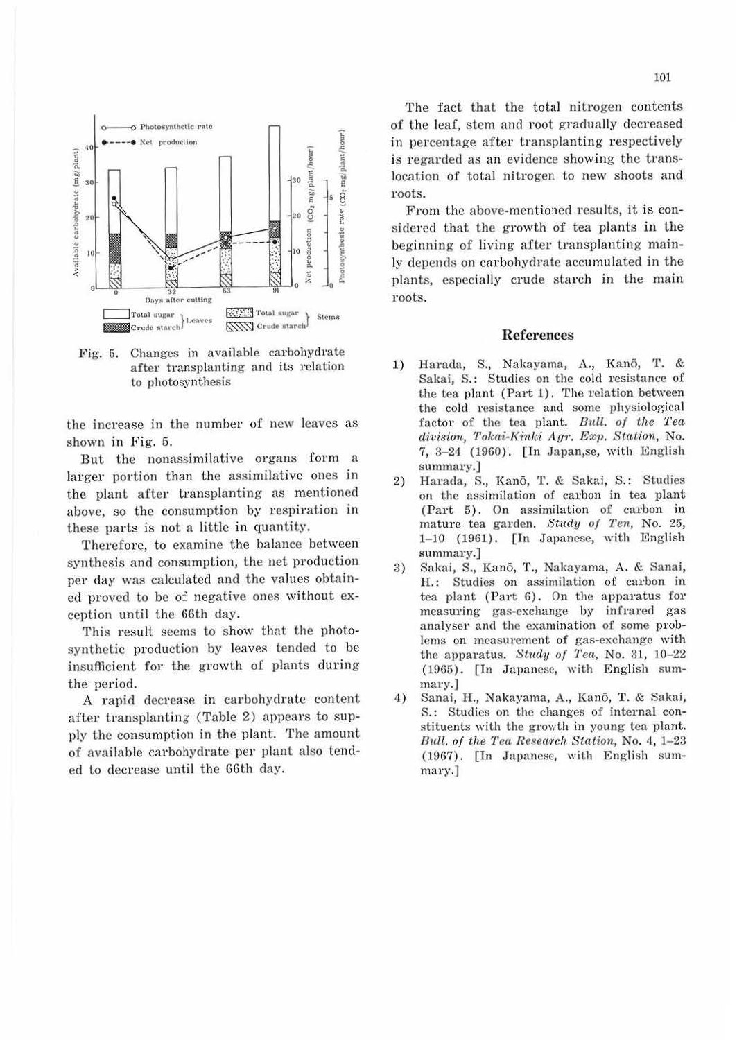Photosynthetic rate
Net production
Available carbohydrate (mg/plant)
40
30
20
10
0
0
32
63
91
Days after cutting
30
20
10
0
Net production ($CO_2$ mg/plant/hour)
5
0
Photosynthetic rate ($CO_2$ mg/plant/hour)
Total sugar
Crude starch
Leaves
Total sugar
Crude starch
Stems

Fig. 5. Changes in available carbohydrate after transplanting and its relation to photosynthesis

the increase in the number of new leaves as shown in Fig. 5.

But the nonassimilative organs form a larger portion than the assimilative ones in the plant after transplanting as mentioned above, so the consumption by respiration in these parts is not a little in quantity.

Therefore, to examine the balance between synthesis and consumption, the net production per day was calculated and the values obtained proved to be of negative ones without exception until the 66th day.

This result seems to show that the photosynthetic production by leaves tended to be insufficient for the growth of plants during the period.

A rapid decrease in carbohydrate content after transplanting (Table 2) appears to supply the consumption in the plant. The amount of available carbohydrate per plant also tended to decrease until the 66th day.

The fact that the total nitrogen contents of the leaf, stem and root gradually decreased in percentage after transplanting respectively is regarded as an evidence showing the translocation of total nitrogen to new shoots and roots.

From the above-mentioned results, it is considered that the growth of tea plants in the beginning of living after transplanting mainly depends on carbohydrate accumulated in the plants, especially crude starch in the main roots.

## References

1) Harada, S., Nakayama, A., Kanō, T. & Sakai, S.: Studies on the cold resistance of the tea plant (Part 1). The relation between the cold resistance and some physiological factor of the tea plant. *Bull. of the Tea division, Tokai-Kinki Agr. Exp. Station*, No. 7, 3–24 (1960). [In Japan,se, with English summary.]
2) Harada, S., Kanō, T. & Sakai, S.: Studies on the assimilation of carbon in tea plant (Part 5). On assimilation of carbon in mature tea garden. *Study of Tea*, No. 25, 1–10 (1961). [In Japanese, with English summary.]
3) Sakai, S., Kanō, T., Nakayama, A. & Sanai, H.: Studies on assimilation of carbon in tea plant (Part 6). On the apparatus for measuring gas-exchange by infrared gas analyser and the examination of some problems on measurement of gas-exchange with the apparatus. *Study of Tea*, No. 31, 10–22 (1965). [In Japanese, with English summary.]
4) Sanai, H., Nakayama, A., Kanō, T. & Sakai, S.: Studies on the changes of internal constituents with the growth in young tea plant. *Bull. of the Tea Research Station*, No. 4, 1–23 (1967). [In Japanese, with English summary.]